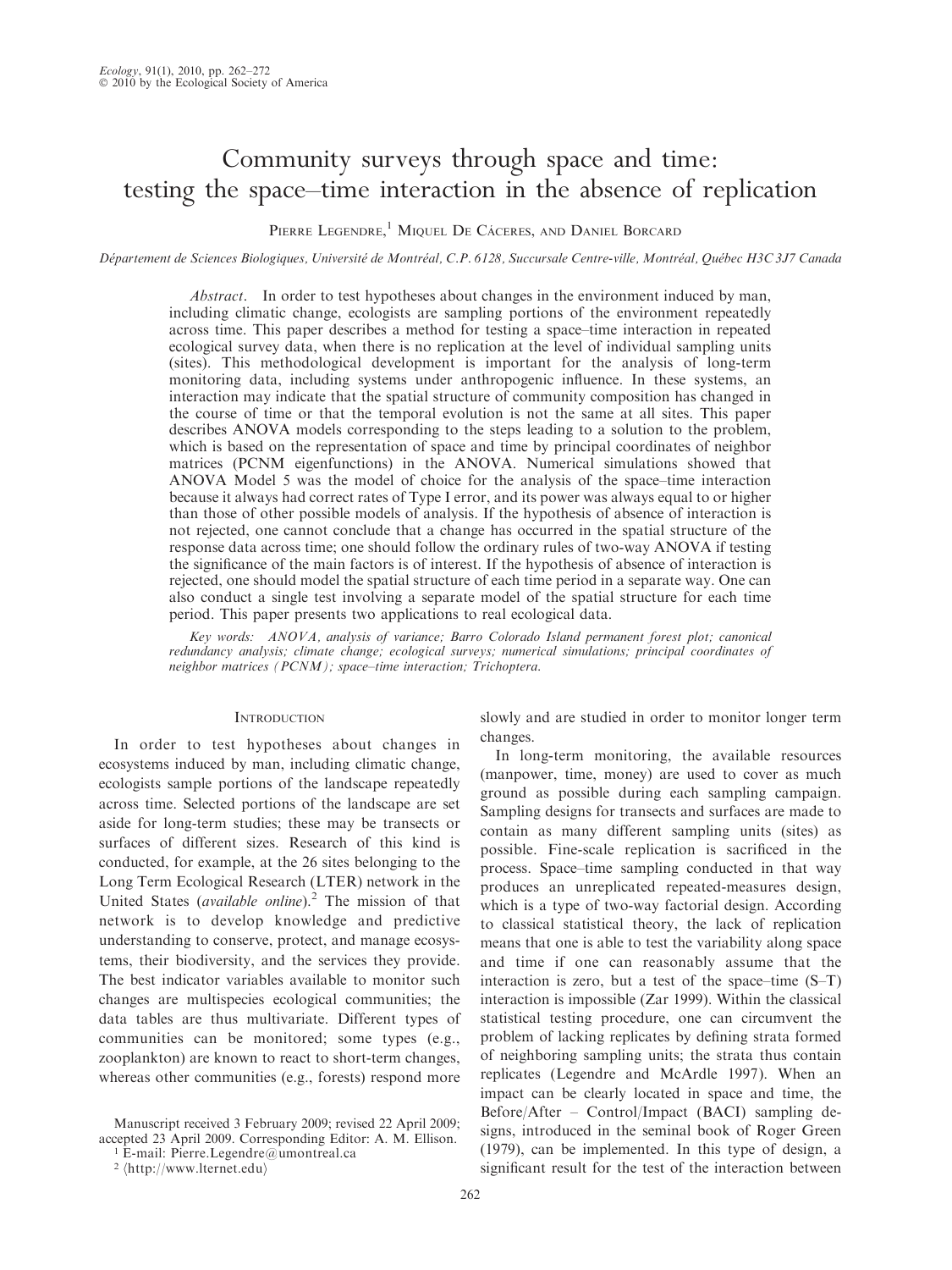# Community surveys through space and time: testing the space–time interaction in the absence of replication

Pierre Legendre,[1] Miquel De Cáceres, and Daniel Borcard

*Département de Sciences Biologiques, Université de Montréal, C.P. 6128, Succursale Centre-ville, Montréal, Québec H3C 3J7 Canada*

*Abstract.* In order to test hypotheses about changes in the environment induced by man, including climatic change, ecologists are sampling portions of the environment repeatedly across time. This paper describes a method for testing a space–time interaction in repeated ecological survey data, when there is no replication at the level of individual sampling units (sites). This methodological development is important for the analysis of long-term monitoring data, including systems under anthropogenic influence. In these systems, an interaction may indicate that the spatial structure of community composition has changed in the course of time or that the temporal evolution is not the same at all sites. This paper describes ANOVA models corresponding to the steps leading to a solution to the problem, which is based on the representation of space and time by principal coordinates of neighbor matrices (PCNM eigenfunctions) in the ANOVA. Numerical simulations showed that ANOVA Model 5 was the model of choice for the analysis of the space–time interaction because it always had correct rates of Type I error, and its power was always equal to or higher than those of other possible models of analysis. If the hypothesis of absence of interaction is not rejected, one cannot conclude that a change has occurred in the spatial structure of the response data across time; one should follow the ordinary rules of two-way ANOVA if testing the significance of the main factors is of interest. If the hypothesis of absence of interaction is rejected, one should model the spatial structure of each time period in a separate way. One can also conduct a single test involving a separate model of the spatial structure for each time period. This paper presents two applications to real ecological data.

*Key words: ANOVA, analysis of variance; Barro Colorado Island permanent forest plot; canonical redundancy analysis; climate change; ecological surveys; numerical simulations; principal coordinates of neighbor matrices (PCNM); space–time interaction; Trichoptera.*

## Introduction

In order to test hypotheses about changes in ecosystems induced by man, including climatic change, ecologists sample portions of the landscape repeatedly across time. Selected portions of the landscape are set aside for long-term studies; these may be transects or surfaces of different sizes. Research of this kind is conducted, for example, at the 26 sites belonging to the Long Term Ecological Research (LTER) network in the United States (*available online*).[2] The mission of that network is to develop knowledge and predictive understanding to conserve, protect, and manage ecosystems, their biodiversity, and the services they provide. The best indicator variables available to monitor such changes are multispecies ecological communities; the data tables are thus multivariate. Different types of communities can be monitored; some types (e.g., zooplankton) are known to react to short-term changes, whereas other communities (e.g., forests) respond more slowly and are studied in order to monitor longer term changes.

In long-term monitoring, the available resources (manpower, time, money) are used to cover as much ground as possible during each sampling campaign. Sampling designs for transects and surfaces are made to contain as many different sampling units (sites) as possible. Fine-scale replication is sacrificed in the process. Space–time sampling conducted in that way produces an unreplicated repeated-measures design, which is a type of two-way factorial design. According to classical statistical theory, the lack of replication means that one is able to test the variability along space and time if one can reasonably assume that the interaction is zero, but a test of the space–time (S–T) interaction is impossible (Zar 1999). Within the classical statistical testing procedure, one can circumvent the problem of lacking replicates by defining strata formed of neighboring sampling units; the strata thus contain replicates (Legendre and McArdle 1997). When an impact can be clearly located in space and time, the Before/After – Control/Impact (BACI) sampling designs, introduced in the seminal book of Roger Green (1979), can be implemented. In this type of design, a significant result for the test of the interaction between

Manuscript received 3 February 2009; revised 22 April 2009; accepted 23 April 2009. Corresponding Editor: A. M. Ellison.

[1] E-mail: Pierre.Legendre@umontreal.ca

[2] ⟨http://www.lternet.edu⟩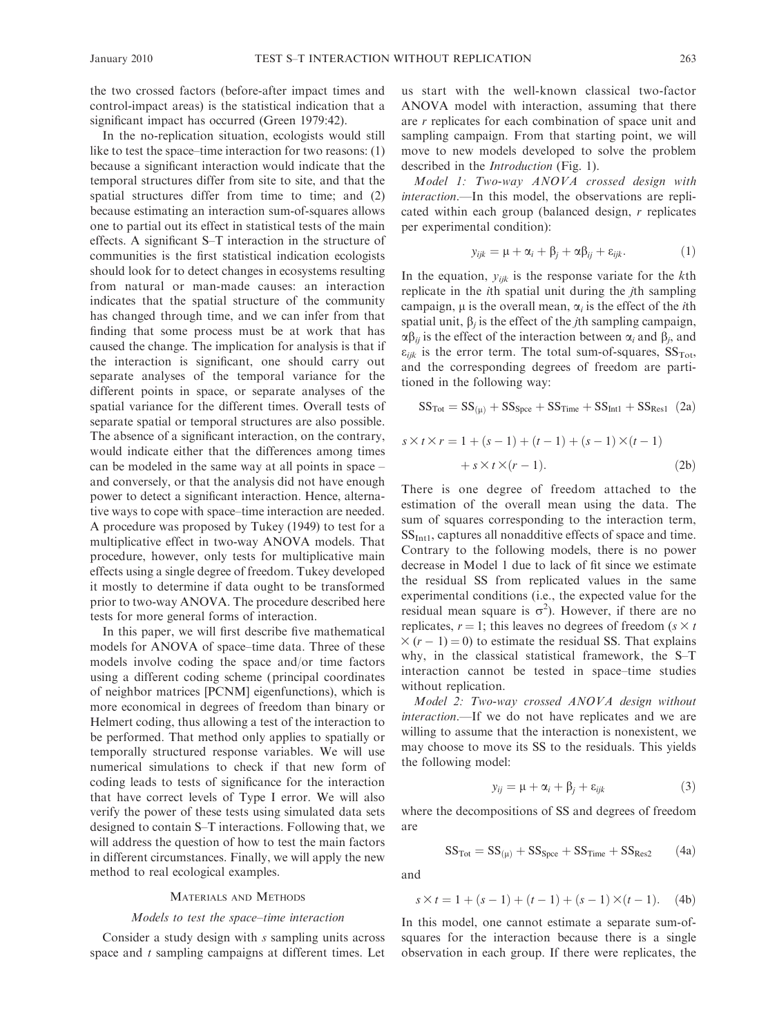the two crossed factors (before-after impact times and control-impact areas) is the statistical indication that a significant impact has occurred (Green 1979:42).

In the no-replication situation, ecologists would still like to test the space–time interaction for two reasons: (1) because a significant interaction would indicate that the temporal structures differ from site to site, and that the spatial structures differ from time to time; and (2) because estimating an interaction sum-of-squares allows one to partial out its effect in statistical tests of the main effects. A significant S–T interaction in the structure of communities is the first statistical indication ecologists should look for to detect changes in ecosystems resulting from natural or man-made causes: an interaction indicates that the spatial structure of the community has changed through time, and we can infer from that finding that some process must be at work that has caused the change. The implication for analysis is that if the interaction is significant, one should carry out separate analyses of the temporal variance for the different points in space, or separate analyses of the spatial variance for the different times. Overall tests of separate spatial or temporal structures are also possible. The absence of a significant interaction, on the contrary, would indicate either that the differences among times can be modeled in the same way at all points in space – and conversely, or that the analysis did not have enough power to detect a significant interaction. Hence, alternative ways to cope with space–time interaction are needed. A procedure was proposed by Tukey (1949) to test for a multiplicative effect in two-way ANOVA models. That procedure, however, only tests for multiplicative main effects using a single degree of freedom. Tukey developed it mostly to determine if data ought to be transformed prior to two-way ANOVA. The procedure described here tests for more general forms of interaction.

In this paper, we will first describe five mathematical models for ANOVA of space–time data. Three of these models involve coding the space and/or time factors using a different coding scheme (principal coordinates of neighbor matrices [PCNM] eigenfunctions), which is more economical in degrees of freedom than binary or Helmert coding, thus allowing a test of the interaction to be performed. That method only applies to spatially or temporally structured response variables. We will use numerical simulations to check if that new form of coding leads to tests of significance for the interaction that have correct levels of Type I error. We will also verify the power of these tests using simulated data sets designed to contain S–T interactions. Following that, we will address the question of how to test the main factors in different circumstances. Finally, we will apply the new method to real ecological examples.

## Materials and Methods

### Models to test the space–time interaction

Consider a study design with $s$ sampling units across space and $t$ sampling campaigns at different times. Let us start with the well-known classical two-factor ANOVA model with interaction, assuming that there are $r$ replicates for each combination of space unit and sampling campaign. From that starting point, we will move to new models developed to solve the problem described in the *Introduction* (Fig. 1).

*Model 1: Two-way ANOVA crossed design with interaction.*—In this model, the observations are replicated within each group (balanced design, $r$ replicates per experimental condition):

$$y_{ijk} = \mu + \alpha_i + \beta_j + \alpha\beta_{ij} + \varepsilon_{ijk}. \tag{1}$$

In the equation, $y_{ijk}$ is the response variate for the $k$th replicate in the $i$th spatial unit during the $j$th sampling campaign, $\mu$ is the overall mean, $\alpha_i$ is the effect of the $i$th spatial unit, $\beta_j$ is the effect of the $j$th sampling campaign, $\alpha\beta_{ij}$ is the effect of the interaction between $\alpha_i$ and $\beta_j$, and $\varepsilon_{ijk}$ is the error term. The total sum-of-squares, $SS_{Tot}$, and the corresponding degrees of freedom are partitioned in the following way:

$$SS_{Tot} = SS_{(\mu)} + SS_{Spce} + SS_{Time} + SS_{Int1} + SS_{Res1} \tag{2a}$$

$$s \times t \times r = 1 + (s-1) + (t-1) + (s-1) \times (t-1) + s \times t \times (r-1). \tag{2b}$$

There is one degree of freedom attached to the estimation of the overall mean using the data. The sum of squares corresponding to the interaction term, $SS_{Int1}$, captures all nonadditive effects of space and time. Contrary to the following models, there is no power decrease in Model 1 due to lack of fit since we estimate the residual SS from replicated values in the same experimental conditions (i.e., the expected value for the residual mean square is $\sigma^2$). However, if there are no replicates, $r = 1$; this leaves no degrees of freedom ($s \times t \times (r-1) = 0$) to estimate the residual SS. That explains why, in the classical statistical framework, the S–T interaction cannot be tested in space–time studies without replication.

*Model 2: Two-way crossed ANOVA design without interaction.*—If we do not have replicates and we are willing to assume that the interaction is nonexistent, we may choose to move its SS to the residuals. This yields the following model:

$$y_{ij} = \mu + \alpha_i + \beta_j + \varepsilon_{ijk} \tag{3}$$

where the decompositions of SS and degrees of freedom are

$$SS_{Tot} = SS_{(\mu)} + SS_{Spce} + SS_{Time} + SS_{Res2} \tag{4a}$$

and

$$s \times t = 1 + (s-1) + (t-1) + (s-1) \times (t-1). \tag{4b}$$

In this model, one cannot estimate a separate sum-of-squares for the interaction because there is a single observation in each group. If there were replicates, the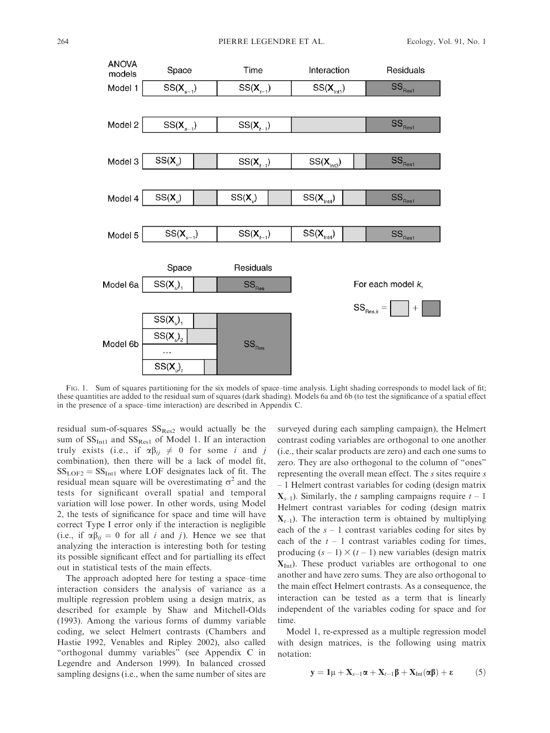FIG. 1. Sum of squares partitioning for the six models of space–time analysis. Light shading corresponds to model lack of fit; these quantities are added to the residual sum of squares (dark shading). Models 6a and 6b (to test the significance of a spatial effect in the presence of a space–time interaction) are described in Appendix C.

residual sum-of-squares $SS_{Res2}$ would actually be the sum of $SS_{Int1}$ and $SS_{Res1}$ of Model 1. If an interaction truly exists (i.e., if $\alpha\beta_{ij} \neq 0$ for some $i$ and $j$ combination), then there will be a lack of model fit, $SS_{LOF2} = SS_{Int1}$ where LOF designates lack of fit. The residual mean square will be overestimating $\sigma^2$ and the tests for significant overall spatial and temporal variation will lose power. In other words, using Model 2, the tests of significance for space and time will have correct Type I error only if the interaction is negligible (i.e., if $\alpha\beta_{ij} = 0$ for all $i$ and $j$). Hence we see that analyzing the interaction is interesting both for testing its possible significant effect and for partialling its effect out in statistical tests of the main effects.

The approach adopted here for testing a space–time interaction considers the analysis of variance as a multiple regression problem using a design matrix, as described for example by Shaw and Mitchell-Olds (1993). Among the various forms of dummy variable coding, we select Helmert contrasts (Chambers and Hastie 1992, Venables and Ripley 2002), also called "orthogonal dummy variables" (see Appendix C in Legendre and Anderson 1999). In balanced crossed sampling designs (i.e., when the same number of sites are surveyed during each sampling campaign), the Helmert contrast coding variables are orthogonal to one another (i.e., their scalar products are zero) and each one sums to zero. They are also orthogonal to the column of "ones" representing the overall mean effect. The $s$ sites require $s - 1$ Helmert contrast variables for coding (design matrix $\mathbf{X}_{s-1}$). Similarly, the $t$ sampling campaigns require $t - 1$ Helmert contrast variables for coding (design matrix $\mathbf{X}_{t-1}$). The interaction term is obtained by multiplying each of the $s - 1$ contrast variables coding for sites by each of the $t - 1$ contrast variables coding for times, producing $(s - 1) \times (t - 1)$ new variables (design matrix $\mathbf{X}_{\text{Int}}$). These product variables are orthogonal to one another and have zero sums. They are also orthogonal to the main effect Helmert contrasts. As a consequence, the interaction can be tested as a term that is linearly independent of the variables coding for space and for time.

Model 1, re-expressed as a multiple regression model with design matrices, is the following using matrix notation:

$$\mathbf{y} = \mathbf{1}\mu + \mathbf{X}_{s-1}\boldsymbol{\alpha} + \mathbf{X}_{t-1}\boldsymbol{\beta} + \mathbf{X}_{\text{Int}}(\boldsymbol{\alpha\beta}) + \boldsymbol{\varepsilon} \tag{5}$$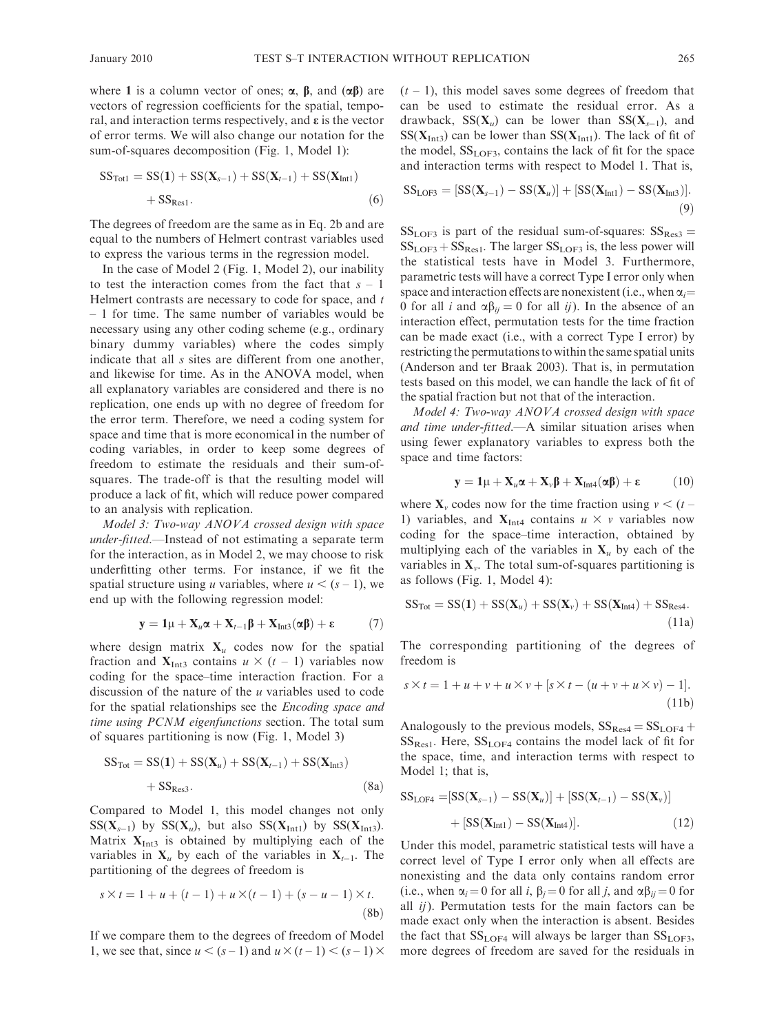where **1** is a column vector of ones; $\boldsymbol{\alpha}$, $\boldsymbol{\beta}$, and $(\boldsymbol{\alpha\beta})$ are vectors of regression coefficients for the spatial, temporal, and interaction terms respectively, and $\boldsymbol{\varepsilon}$ is the vector of error terms. We will also change our notation for the sum-of-squares decomposition (Fig. 1, Model 1):

$$\mathrm{SS}_{\mathrm{Tot1}} = \mathrm{SS}(\mathbf{1}) + \mathrm{SS}(\mathbf{X}_{s-1}) + \mathrm{SS}(\mathbf{X}_{t-1}) + \mathrm{SS}(\mathbf{X}_{\mathrm{Int1}}) + \mathrm{SS}_{\mathrm{Res1}}. \tag{6}$$

The degrees of freedom are the same as in Eq. 2b and are equal to the numbers of Helmert contrast variables used to express the various terms in the regression model.

In the case of Model 2 (Fig. 1, Model 2), our inability to test the interaction comes from the fact that $s - 1$ Helmert contrasts are necessary to code for space, and $t - 1$ for time. The same number of variables would be necessary using any other coding scheme (e.g., ordinary binary dummy variables) where the codes simply indicate that all $s$ sites are different from one another, and likewise for time. As in the ANOVA model, when all explanatory variables are considered and there is no replication, one ends up with no degree of freedom for the error term. Therefore, we need a coding system for space and time that is more economical in the number of coding variables, in order to keep some degrees of freedom to estimate the residuals and their sum-of-squares. The trade-off is that the resulting model will produce a lack of fit, which will reduce power compared to an analysis with replication.

*Model 3: Two-way ANOVA crossed design with space under-fitted.*—Instead of not estimating a separate term for the interaction, as in Model 2, we may choose to risk underfitting other terms. For instance, if we fit the spatial structure using $u$ variables, where $u < (s - 1)$, we end up with the following regression model:

$$\mathbf{y} = \mathbf{1}\mu + \mathbf{X}_u\boldsymbol{\alpha} + \mathbf{X}_{t-1}\boldsymbol{\beta} + \mathbf{X}_{\mathrm{Int3}}(\boldsymbol{\alpha\beta}) + \boldsymbol{\varepsilon} \tag{7}$$

where design matrix $\mathbf{X}_u$ codes now for the spatial fraction and $\mathbf{X}_{\mathrm{Int3}}$ contains $u \times (t - 1)$ variables now coding for the space–time interaction fraction. For a discussion of the nature of the $u$ variables used to code for the spatial relationships see the *Encoding space and time using PCNM eigenfunctions* section. The total sum of squares partitioning is now (Fig. 1, Model 3)

$$\mathrm{SS}_{\mathrm{Tot}} = \mathrm{SS}(\mathbf{1}) + \mathrm{SS}(\mathbf{X}_u) + \mathrm{SS}(\mathbf{X}_{t-1}) + \mathrm{SS}(\mathbf{X}_{\mathrm{Int3}}) + \mathrm{SS}_{\mathrm{Res3}}. \tag{8a}$$

Compared to Model 1, this model changes not only $\mathrm{SS}(\mathbf{X}_{s-1})$ by $\mathrm{SS}(\mathbf{X}_u)$, but also $\mathrm{SS}(\mathbf{X}_{\mathrm{Int1}})$ by $\mathrm{SS}(\mathbf{X}_{\mathrm{Int3}})$. Matrix $\mathbf{X}_{\mathrm{Int3}}$ is obtained by multiplying each of the variables in $\mathbf{X}_u$ by each of the variables in $\mathbf{X}_{t-1}$. The partitioning of the degrees of freedom is

$$s \times t = 1 + u + (t - 1) + u \times (t - 1) + (s - u - 1) \times t. \tag{8b}$$

If we compare them to the degrees of freedom of Model 1, we see that, since $u < (s - 1)$ and $u \times (t - 1) < (s - 1) \times (t - 1)$, this model saves some degrees of freedom that can be used to estimate the residual error. As a drawback, $\mathrm{SS}(\mathbf{X}_u)$ can be lower than $\mathrm{SS}(\mathbf{X}_{s-1})$, and $\mathrm{SS}(\mathbf{X}_{\mathrm{Int3}})$ can be lower than $\mathrm{SS}(\mathbf{X}_{\mathrm{Int1}})$. The lack of fit of the model, $\mathrm{SS}_{\mathrm{LOF3}}$, contains the lack of fit for the space and interaction terms with respect to Model 1. That is,

$$\mathrm{SS}_{\mathrm{LOF3}} = [\mathrm{SS}(\mathbf{X}_{s-1}) - \mathrm{SS}(\mathbf{X}_u)] + [\mathrm{SS}(\mathbf{X}_{\mathrm{Int1}}) - \mathrm{SS}(\mathbf{X}_{\mathrm{Int3}})]. \tag{9}$$

$\mathrm{SS}_{\mathrm{LOF3}}$ is part of the residual sum-of-squares: $\mathrm{SS}_{\mathrm{Res3}} = \mathrm{SS}_{\mathrm{LOF3}} + \mathrm{SS}_{\mathrm{Res1}}$. The larger $\mathrm{SS}_{\mathrm{LOF3}}$ is, the less power will the statistical tests have in Model 3. Furthermore, parametric tests will have a correct Type I error only when space and interaction effects are nonexistent (i.e., when $\alpha_i = 0$ for all $i$ and $\alpha\beta_{ij} = 0$ for all $ij$). In the absence of an interaction effect, permutation tests for the time fraction can be made exact (i.e., with a correct Type I error) by restricting the permutations to within the same spatial units (Anderson and ter Braak 2003). That is, in permutation tests based on this model, we can handle the lack of fit of the spatial fraction but not that of the interaction.

*Model 4: Two-way ANOVA crossed design with space and time under-fitted.*—A similar situation arises when using fewer explanatory variables to express both the space and time factors:

$$\mathbf{y} = \mathbf{1}\mu + \mathbf{X}_u\boldsymbol{\alpha} + \mathbf{X}_v\boldsymbol{\beta} + \mathbf{X}_{\mathrm{Int4}}(\boldsymbol{\alpha\beta}) + \boldsymbol{\varepsilon} \tag{10}$$

where $\mathbf{X}_v$ codes now for the time fraction using $v < (t - 1)$ variables, and $\mathbf{X}_{\mathrm{Int4}}$ contains $u \times v$ variables now coding for the space–time interaction, obtained by multiplying each of the variables in $\mathbf{X}_u$ by each of the variables in $\mathbf{X}_v$. The total sum-of-squares partitioning is as follows (Fig. 1, Model 4):

$$\mathrm{SS}_{\mathrm{Tot}} = \mathrm{SS}(\mathbf{1}) + \mathrm{SS}(\mathbf{X}_u) + \mathrm{SS}(\mathbf{X}_v) + \mathrm{SS}(\mathbf{X}_{\mathrm{Int4}}) + \mathrm{SS}_{\mathrm{Res4}}. \tag{11a}$$

The corresponding partitioning of the degrees of freedom is

$$s \times t = 1 + u + v + u \times v + [s \times t - (u + v + u \times v) - 1]. \tag{11b}$$

Analogously to the previous models, $\mathrm{SS}_{\mathrm{Res4}} = \mathrm{SS}_{\mathrm{LOF4}} + \mathrm{SS}_{\mathrm{Res1}}$. Here, $\mathrm{SS}_{\mathrm{LOF4}}$ contains the model lack of fit for the space, time, and interaction terms with respect to Model 1; that is,

$$\mathrm{SS}_{\mathrm{LOF4}} = [\mathrm{SS}(\mathbf{X}_{s-1}) - \mathrm{SS}(\mathbf{X}_u)] + [\mathrm{SS}(\mathbf{X}_{t-1}) - \mathrm{SS}(\mathbf{X}_v)] + [\mathrm{SS}(\mathbf{X}_{\mathrm{Int1}}) - \mathrm{SS}(\mathbf{X}_{\mathrm{Int4}})]. \tag{12}$$

Under this model, parametric statistical tests will have a correct level of Type I error only when all effects are nonexisting and the data only contains random error (i.e., when $\alpha_i = 0$ for all $i$, $\beta_j = 0$ for all $j$, and $\alpha\beta_{ij} = 0$ for all $ij$). Permutation tests for the main factors can be made exact only when the interaction is absent. Besides the fact that $\mathrm{SS}_{\mathrm{LOF4}}$ will always be larger than $\mathrm{SS}_{\mathrm{LOF3}}$, more degrees of freedom are saved for the residuals in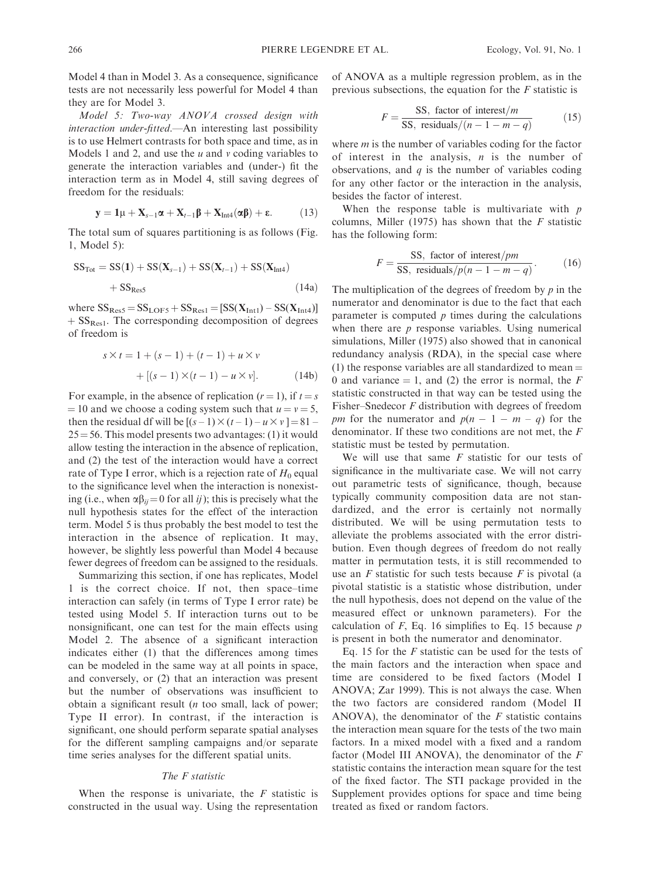Model 4 than in Model 3. As a consequence, significance tests are not necessarily less powerful for Model 4 than they are for Model 3.

*Model 5: Two-way ANOVA crossed design with interaction under-fitted.*—An interesting last possibility is to use Helmert contrasts for both space and time, as in Models 1 and 2, and use the $u$ and $v$ coding variables to generate the interaction variables and (under-) fit the interaction term as in Model 4, still saving degrees of freedom for the residuals:

$$\mathbf{y} = \mathbf{1}\mu + \mathbf{X}_{s-1}\boldsymbol{\alpha} + \mathbf{X}_{t-1}\boldsymbol{\beta} + \mathbf{X}_{\text{Int4}}(\boldsymbol{\alpha\beta}) + \boldsymbol{\varepsilon}. \tag{13}$$

The total sum of squares partitioning is as follows (Fig. 1, Model 5):

$$\text{SS}_{\text{Tot}} = \text{SS}(\mathbf{1}) + \text{SS}(\mathbf{X}_{s-1}) + \text{SS}(\mathbf{X}_{t-1}) + \text{SS}(\mathbf{X}_{\text{Int4}}) + \text{SS}_{\text{Res5}} \tag{14a}$$

where $\text{SS}_{\text{Res5}} = \text{SS}_{\text{LOF5}} + \text{SS}_{\text{Res1}} = [\text{SS}(\mathbf{X}_{\text{Int1}}) - \text{SS}(\mathbf{X}_{\text{Int4}})] + \text{SS}_{\text{Res1}}$. The corresponding decomposition of degrees of freedom is

$$s \times t = 1 + (s-1) + (t-1) + u \times v + [(s-1) \times (t-1) - u \times v]. \tag{14b}$$

For example, in the absence of replication ($r = 1$), if $t = s = 10$ and we choose a coding system such that $u = v = 5$, then the residual df will be $[(s-1) \times (t-1) - u \times v] = 81 - 25 = 56$. This model presents two advantages: (1) it would allow testing the interaction in the absence of replication, and (2) the test of the interaction would have a correct rate of Type I error, which is a rejection rate of $H_0$ equal to the significance level when the interaction is nonexisting (i.e., when $\alpha\beta_{ij} = 0$ for all $ij$); this is precisely what the null hypothesis states for the effect of the interaction term. Model 5 is thus probably the best model to test the interaction in the absence of replication. It may, however, be slightly less powerful than Model 4 because fewer degrees of freedom can be assigned to the residuals.

Summarizing this section, if one has replicates, Model 1 is the correct choice. If not, then space–time interaction can safely (in terms of Type I error rate) be tested using Model 5. If interaction turns out to be nonsignificant, one can test for the main effects using Model 2. The absence of a significant interaction indicates either (1) that the differences among times can be modeled in the same way at all points in space, and conversely, or (2) that an interaction was present but the number of observations was insufficient to obtain a significant result ($n$ too small, lack of power; Type II error). In contrast, if the interaction is significant, one should perform separate spatial analyses for the different sampling campaigns and/or separate time series analyses for the different spatial units.

### *The F statistic*

When the response is univariate, the $F$ statistic is constructed in the usual way. Using the representation of ANOVA as a multiple regression problem, as in the previous subsections, the equation for the $F$ statistic is

$$F = \frac{\text{SS, factor of interest}/m}{\text{SS, residuals}/(n-1-m-q)} \tag{15}$$

where $m$ is the number of variables coding for the factor of interest in the analysis, $n$ is the number of observations, and $q$ is the number of variables coding for any other factor or the interaction in the analysis, besides the factor of interest.

When the response table is multivariate with $p$ columns, Miller (1975) has shown that the $F$ statistic has the following form:

$$F = \frac{\text{SS, factor of interest}/pm}{\text{SS, residuals}/p(n-1-m-q)}. \tag{16}$$

The multiplication of the degrees of freedom by $p$ in the numerator and denominator is due to the fact that each parameter is computed $p$ times during the calculations when there are $p$ response variables. Using numerical simulations, Miller (1975) also showed that in canonical redundancy analysis (RDA), in the special case where (1) the response variables are all standardized to mean = 0 and variance = 1, and (2) the error is normal, the $F$ statistic constructed in that way can be tested using the Fisher–Snedecor $F$ distribution with degrees of freedom $pm$ for the numerator and $p(n-1-m-q)$ for the denominator. If these two conditions are not met, the $F$ statistic must be tested by permutation.

We will use that same $F$ statistic for our tests of significance in the multivariate case. We will not carry out parametric tests of significance, though, because typically community composition data are not standardized, and the error is certainly not normally distributed. We will be using permutation tests to alleviate the problems associated with the error distribution. Even though degrees of freedom do not really matter in permutation tests, it is still recommended to use an $F$ statistic for such tests because $F$ is pivotal (a pivotal statistic is a statistic whose distribution, under the null hypothesis, does not depend on the value of the measured effect or unknown parameters). For the calculation of $F$, Eq. 16 simplifies to Eq. 15 because $p$ is present in both the numerator and denominator.

Eq. 15 for the $F$ statistic can be used for the tests of the main factors and the interaction when space and time are considered to be fixed factors (Model I ANOVA; Zar 1999). This is not always the case. When the two factors are considered random (Model II ANOVA), the denominator of the $F$ statistic contains the interaction mean square for the tests of the two main factors. In a mixed model with a fixed and a random factor (Model III ANOVA), the denominator of the $F$ statistic contains the interaction mean square for the test of the fixed factor. The STI package provided in the Supplement provides options for space and time being treated as fixed or random factors.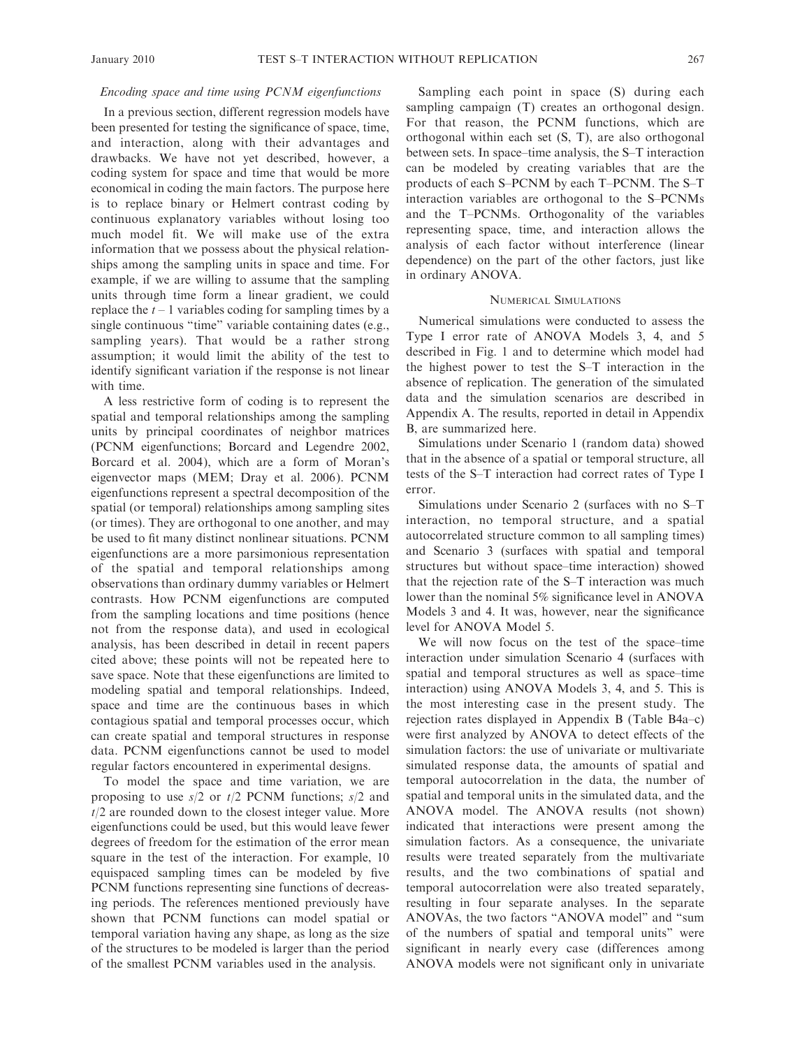### *Encoding space and time using PCNM eigenfunctions*

In a previous section, different regression models have been presented for testing the significance of space, time, and interaction, along with their advantages and drawbacks. We have not yet described, however, a coding system for space and time that would be more economical in coding the main factors. The purpose here is to replace binary or Helmert contrast coding by continuous explanatory variables without losing too much model fit. We will make use of the extra information that we possess about the physical relationships among the sampling units in space and time. For example, if we are willing to assume that the sampling units through time form a linear gradient, we could replace the $t - 1$ variables coding for sampling times by a single continuous "time" variable containing dates (e.g., sampling years). That would be a rather strong assumption; it would limit the ability of the test to identify significant variation if the response is not linear with time.

A less restrictive form of coding is to represent the spatial and temporal relationships among the sampling units by principal coordinates of neighbor matrices (PCNM eigenfunctions; Borcard and Legendre 2002, Borcard et al. 2004), which are a form of Moran's eigenvector maps (MEM; Dray et al. 2006). PCNM eigenfunctions represent a spectral decomposition of the spatial (or temporal) relationships among sampling sites (or times). They are orthogonal to one another, and may be used to fit many distinct nonlinear situations. PCNM eigenfunctions are a more parsimonious representation of the spatial and temporal relationships among observations than ordinary dummy variables or Helmert contrasts. How PCNM eigenfunctions are computed from the sampling locations and time positions (hence not from the response data), and used in ecological analysis, has been described in detail in recent papers cited above; these points will not be repeated here to save space. Note that these eigenfunctions are limited to modeling spatial and temporal relationships. Indeed, space and time are the continuous bases in which contagious spatial and temporal processes occur, which can create spatial and temporal structures in response data. PCNM eigenfunctions cannot be used to model regular factors encountered in experimental designs.

To model the space and time variation, we are proposing to use $s/2$ or $t/2$ PCNM functions; $s/2$ and $t/2$ are rounded down to the closest integer value. More eigenfunctions could be used, but this would leave fewer degrees of freedom for the estimation of the error mean square in the test of the interaction. For example, 10 equispaced sampling times can be modeled by five PCNM functions representing sine functions of decreasing periods. The references mentioned previously have shown that PCNM functions can model spatial or temporal variation having any shape, as long as the size of the structures to be modeled is larger than the period of the smallest PCNM variables used in the analysis.

Sampling each point in space (S) during each sampling campaign (T) creates an orthogonal design. For that reason, the PCNM functions, which are orthogonal within each set (S, T), are also orthogonal between sets. In space–time analysis, the S–T interaction can be modeled by creating variables that are the products of each S–PCNM by each T–PCNM. The S–T interaction variables are orthogonal to the S–PCNMs and the T–PCNMs. Orthogonality of the variables representing space, time, and interaction allows the analysis of each factor without interference (linear dependence) on the part of the other factors, just like in ordinary ANOVA.

## Numerical Simulations

Numerical simulations were conducted to assess the Type I error rate of ANOVA Models 3, 4, and 5 described in Fig. 1 and to determine which model had the highest power to test the S–T interaction in the absence of replication. The generation of the simulated data and the simulation scenarios are described in Appendix A. The results, reported in detail in Appendix B, are summarized here.

Simulations under Scenario 1 (random data) showed that in the absence of a spatial or temporal structure, all tests of the S–T interaction had correct rates of Type I error.

Simulations under Scenario 2 (surfaces with no S–T interaction, no temporal structure, and a spatial autocorrelated structure common to all sampling times) and Scenario 3 (surfaces with spatial and temporal structures but without space–time interaction) showed that the rejection rate of the S–T interaction was much lower than the nominal 5% significance level in ANOVA Models 3 and 4. It was, however, near the significance level for ANOVA Model 5.

We will now focus on the test of the space–time interaction under simulation Scenario 4 (surfaces with spatial and temporal structures as well as space–time interaction) using ANOVA Models 3, 4, and 5. This is the most interesting case in the present study. The rejection rates displayed in Appendix B (Table B4a–c) were first analyzed by ANOVA to detect effects of the simulation factors: the use of univariate or multivariate simulated response data, the amounts of spatial and temporal autocorrelation in the data, the number of spatial and temporal units in the simulated data, and the ANOVA model. The ANOVA results (not shown) indicated that interactions were present among the simulation factors. As a consequence, the univariate results were treated separately from the multivariate results, and the two combinations of spatial and temporal autocorrelation were also treated separately, resulting in four separate analyses. In the separate ANOVAs, the two factors "ANOVA model" and "sum of the numbers of spatial and temporal units" were significant in nearly every case (differences among ANOVA models were not significant only in univariate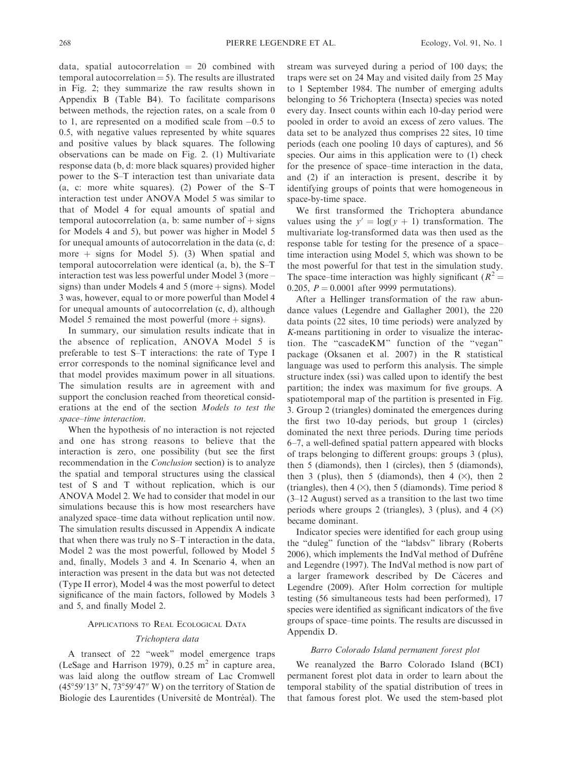data, spatial autocorrelation = 20 combined with temporal autocorrelation = 5). The results are illustrated in Fig. 2; they summarize the raw results shown in Appendix B (Table B4). To facilitate comparisons between methods, the rejection rates, on a scale from 0 to 1, are represented on a modified scale from −0.5 to 0.5, with negative values represented by white squares and positive values by black squares. The following observations can be made on Fig. 2. (1) Multivariate response data (b, d: more black squares) provided higher power to the S–T interaction test than univariate data (a, c: more white squares). (2) Power of the S–T interaction test under ANOVA Model 5 was similar to that of Model 4 for equal amounts of spatial and temporal autocorrelation (a, b: same number of + signs for Models 4 and 5), but power was higher in Model 5 for unequal amounts of autocorrelation in the data (c, d: more + signs for Model 5). (3) When spatial and temporal autocorrelation were identical (a, b), the S–T interaction test was less powerful under Model 3 (more − signs) than under Models 4 and 5 (more + signs). Model 3 was, however, equal to or more powerful than Model 4 for unequal amounts of autocorrelation (c, d), although Model 5 remained the most powerful (more + signs).

In summary, our simulation results indicate that in the absence of replication, ANOVA Model 5 is preferable to test S–T interactions: the rate of Type I error corresponds to the nominal significance level and that model provides maximum power in all situations. The simulation results are in agreement with and support the conclusion reached from theoretical considerations at the end of the section *Models to test the space–time interaction*.

When the hypothesis of no interaction is not rejected and one has strong reasons to believe that the interaction is zero, one possibility (but see the first recommendation in the *Conclusion* section) is to analyze the spatial and temporal structures using the classical test of S and T without replication, which is our ANOVA Model 2. We had to consider that model in our simulations because this is how most researchers have analyzed space–time data without replication until now. The simulation results discussed in Appendix A indicate that when there was truly no S–T interaction in the data, Model 2 was the most powerful, followed by Model 5 and, finally, Models 3 and 4. In Scenario 4, when an interaction was present in the data but was not detected (Type II error), Model 4 was the most powerful to detect significance of the main factors, followed by Models 3 and 5, and finally Model 2.

## Applications to Real Ecological Data

### *Trichoptera data*

A transect of 22 "week" model emergence traps (LeSage and Harrison 1979), 0.25 $m^2$ in capture area, was laid along the outflow stream of Lac Cromwell (45°59′13″ N, 73°59′47″ W) on the territory of Station de Biologie des Laurentides (Université de Montréal). The stream was surveyed during a period of 100 days; the traps were set on 24 May and visited daily from 25 May to 1 September 1984. The number of emerging adults belonging to 56 Trichoptera (Insecta) species was noted every day. Insect counts within each 10-day period were pooled in order to avoid an excess of zero values. The data set to be analyzed thus comprises 22 sites, 10 time periods (each one pooling 10 days of captures), and 56 species. Our aims in this application were to (1) check for the presence of space–time interaction in the data, and (2) if an interaction is present, describe it by identifying groups of points that were homogeneous in space-by-time space.

We first transformed the Trichoptera abundance values using the $y' = \log(y + 1)$ transformation. The multivariate log-transformed data was then used as the response table for testing for the presence of a space–time interaction using Model 5, which was shown to be the most powerful for that test in the simulation study. The space–time interaction was highly significant ($R^2 = 0.205$, $P = 0.0001$ after 9999 permutations).

After a Hellinger transformation of the raw abundance values (Legendre and Gallagher 2001), the 220 data points (22 sites, 10 time periods) were analyzed by *K*-means partitioning in order to visualize the interaction. The "cascadeKM" function of the "vegan" package (Oksanen et al. 2007) in the R statistical language was used to perform this analysis. The simple structure index (ssi) was called upon to identify the best partition; the index was maximum for five groups. A spatiotemporal map of the partition is presented in Fig. 3. Group 2 (triangles) dominated the emergences during the first two 10-day periods, but group 1 (circles) dominated the next three periods. During time periods 6–7, a well-defined spatial pattern appeared with blocks of traps belonging to different groups: groups 3 (plus), then 5 (diamonds), then 1 (circles), then 5 (diamonds), then 3 (plus), then 5 (diamonds), then 4 (×), then 2 (triangles), then 4 (×), then 5 (diamonds). Time period 8 (3–12 August) served as a transition to the last two time periods where groups 2 (triangles), 3 (plus), and 4 (×) became dominant.

Indicator species were identified for each group using the "duleg" function of the "labdsv" library (Roberts 2006), which implements the IndVal method of Dufrêne and Legendre (1997). The IndVal method is now part of a larger framework described by De Cáceres and Legendre (2009). After Holm correction for multiple testing (56 simultaneous tests had been performed), 17 species were identified as significant indicators of the five groups of space–time points. The results are discussed in Appendix D.

### *Barro Colorado Island permanent forest plot*

We reanalyzed the Barro Colorado Island (BCI) permanent forest plot data in order to learn about the temporal stability of the spatial distribution of trees in that famous forest plot. We used the stem-based plot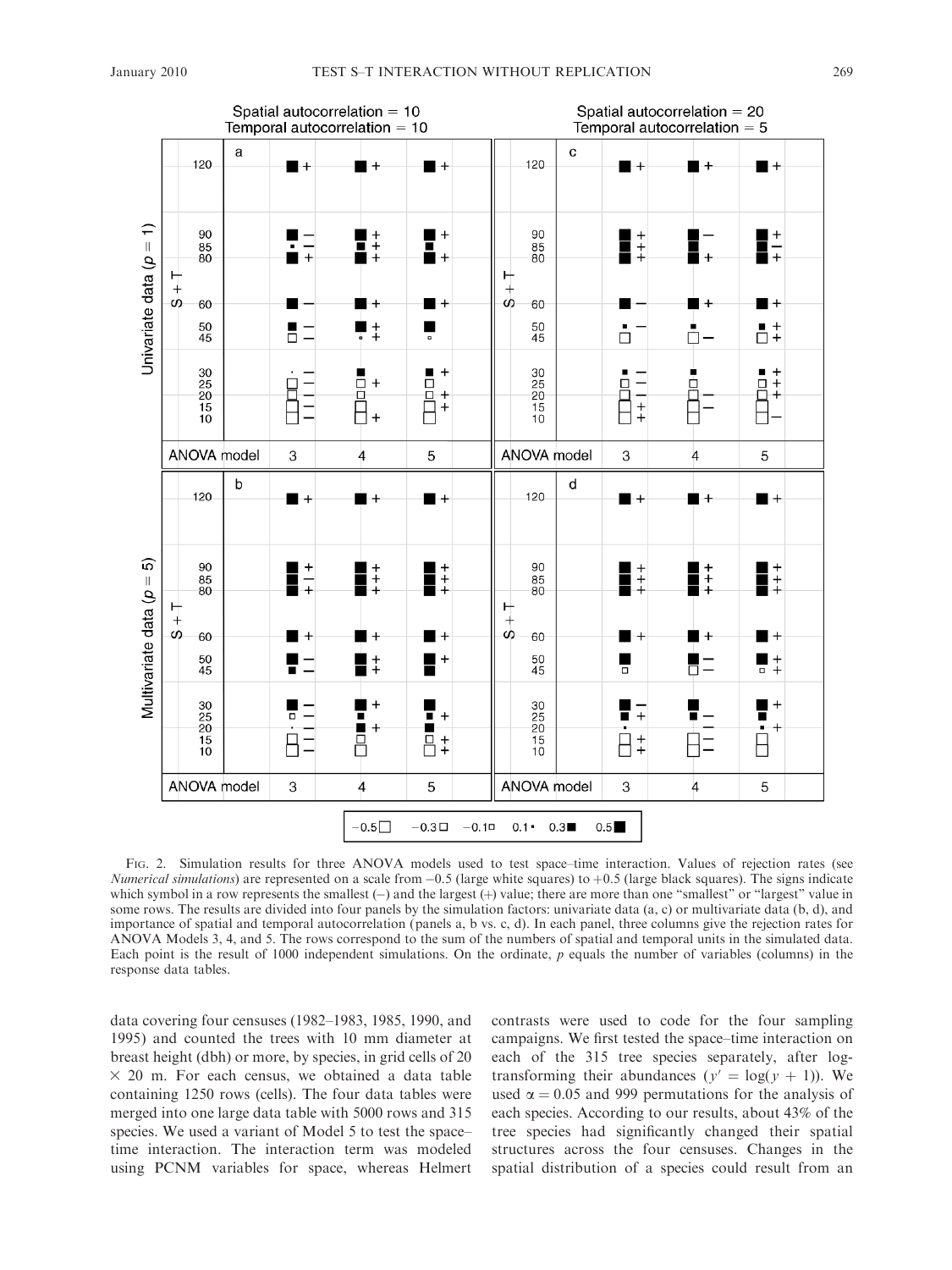FIG. 2. Simulation results for three ANOVA models used to test space–time interaction. Values of rejection rates (see *Numerical simulations*) are represented on a scale from –0.5 (large white squares) to +0.5 (large black squares). The signs indicate which symbol in a row represents the smallest (–) and the largest (+) value; there are more than one "smallest" or "largest" value in some rows. The results are divided into four panels by the simulation factors: univariate data (a, c) or multivariate data (b, d), and importance of spatial and temporal autocorrelation (panels a, b vs. c, d). In each panel, three columns give the rejection rates for ANOVA Models 3, 4, and 5. The rows correspond to the sum of the numbers of spatial and temporal units in the simulated data. Each point is the result of 1000 independent simulations. On the ordinate, $p$ equals the number of variables (columns) in the response data tables.

data covering four censuses (1982–1983, 1985, 1990, and 1995) and counted the trees with 10 mm diameter at breast height (dbh) or more, by species, in grid cells of 20 × 20 m. For each census, we obtained a data table containing 1250 rows (cells). The four data tables were merged into one large data table with 5000 rows and 315 species. We used a variant of Model 5 to test the space–time interaction. The interaction term was modeled using PCNM variables for space, whereas Helmert contrasts were used to code for the four sampling campaigns. We first tested the space–time interaction on each of the 315 tree species separately, after log-transforming their abundances ($y' = \log(y + 1)$). We used $\alpha = 0.05$ and 999 permutations for the analysis of each species. According to our results, about 43% of the tree species had significantly changed their spatial structures across the four censuses. Changes in the spatial distribution of a species could result from an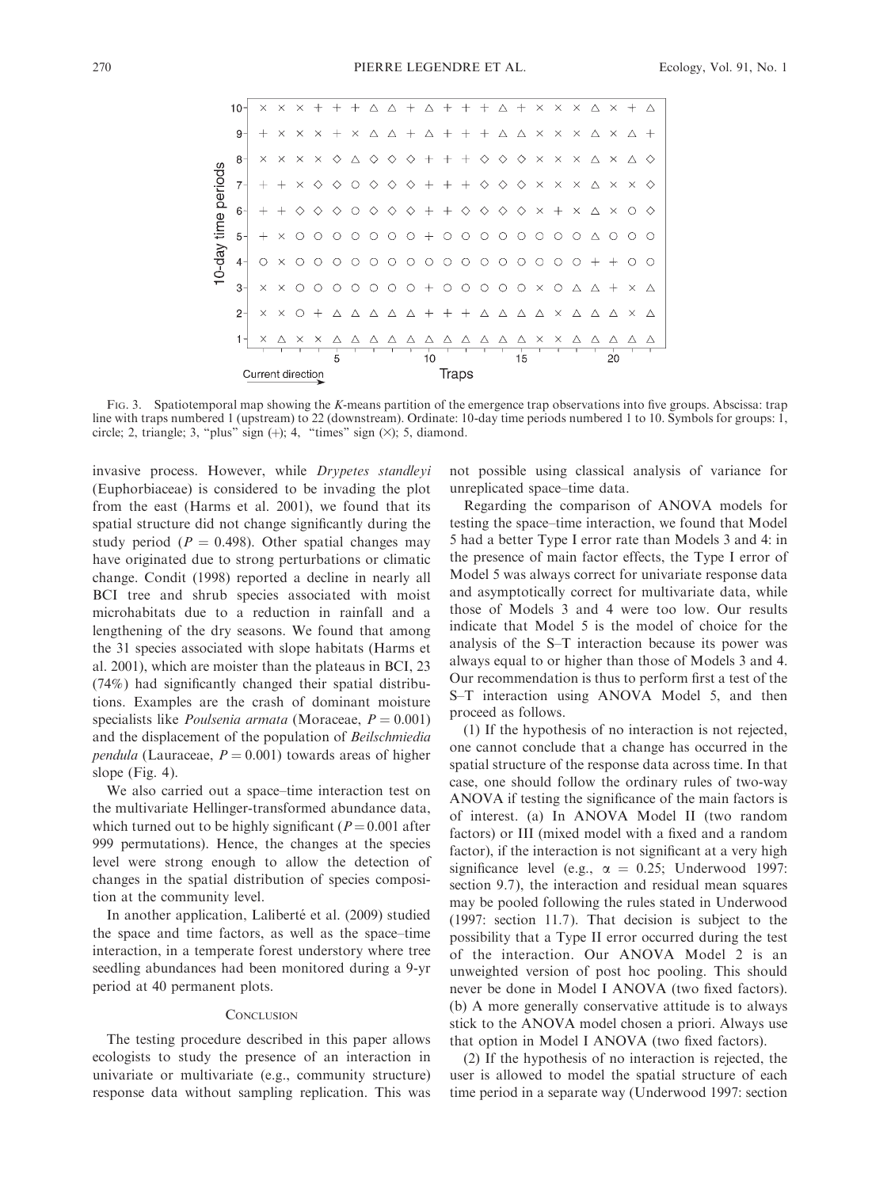FIG. 3. Spatiotemporal map showing the *K*-means partition of the emergence trap observations into five groups. Abscissa: trap line with traps numbered 1 (upstream) to 22 (downstream). Ordinate: 10-day time periods numbered 1 to 10. Symbols for groups: 1, circle; 2, triangle; 3, "plus" sign (+); 4, "times" sign (×); 5, diamond.

invasive process. However, while *Drypetes standleyi* (Euphorbiaceae) is considered to be invading the plot from the east (Harms et al. 2001), we found that its spatial structure did not change significantly during the study period ($P = 0.498$). Other spatial changes may have originated due to strong perturbations or climatic change. Condit (1998) reported a decline in nearly all BCI tree and shrub species associated with moist microhabitats due to a reduction in rainfall and a lengthening of the dry seasons. We found that among the 31 species associated with slope habitats (Harms et al. 2001), which are moister than the plateaus in BCI, 23 (74%) had significantly changed their spatial distributions. Examples are the crash of dominant moisture specialists like *Poulsenia armata* (Moraceae, $P = 0.001$) and the displacement of the population of *Beilschmiedia pendula* (Lauraceae, $P = 0.001$) towards areas of higher slope (Fig. 4).

We also carried out a space–time interaction test on the multivariate Hellinger-transformed abundance data, which turned out to be highly significant ($P = 0.001$ after 999 permutations). Hence, the changes at the species level were strong enough to allow the detection of changes in the spatial distribution of species composition at the community level.

In another application, Laliberté et al. (2009) studied the space and time factors, as well as the space–time interaction, in a temperate forest understory where tree seedling abundances had been monitored during a 9-yr period at 40 permanent plots.

## CONCLUSION

The testing procedure described in this paper allows ecologists to study the presence of an interaction in univariate or multivariate (e.g., community structure) response data without sampling replication. This was not possible using classical analysis of variance for unreplicated space–time data.

Regarding the comparison of ANOVA models for testing the space–time interaction, we found that Model 5 had a better Type I error rate than Models 3 and 4: in the presence of main factor effects, the Type I error of Model 5 was always correct for univariate response data and asymptotically correct for multivariate data, while those of Models 3 and 4 were too low. Our results indicate that Model 5 is the model of choice for the analysis of the S–T interaction because its power was always equal to or higher than those of Models 3 and 4. Our recommendation is thus to perform first a test of the S–T interaction using ANOVA Model 5, and then proceed as follows.

(1) If the hypothesis of no interaction is not rejected, one cannot conclude that a change has occurred in the spatial structure of the response data across time. In that case, one should follow the ordinary rules of two-way ANOVA if testing the significance of the main factors is of interest. (a) In ANOVA Model II (two random factors) or III (mixed model with a fixed and a random factor), if the interaction is not significant at a very high significance level (e.g., $\alpha = 0.25$; Underwood 1997: section 9.7), the interaction and residual mean squares may be pooled following the rules stated in Underwood (1997: section 11.7). That decision is subject to the possibility that a Type II error occurred during the test of the interaction. Our ANOVA Model 2 is an unweighted version of post hoc pooling. This should never be done in Model I ANOVA (two fixed factors). (b) A more generally conservative attitude is to always stick to the ANOVA model chosen a priori. Always use that option in Model I ANOVA (two fixed factors).

(2) If the hypothesis of no interaction is rejected, the user is allowed to model the spatial structure of each time period in a separate way (Underwood 1997: section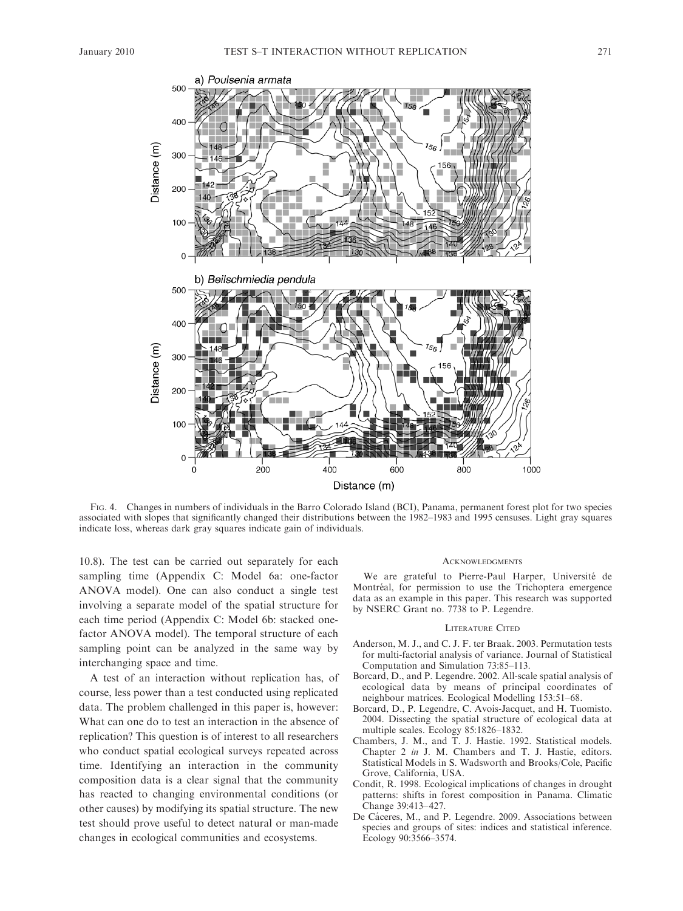FIG. 4. Changes in numbers of individuals in the Barro Colorado Island (BCI), Panama, permanent forest plot for two species associated with slopes that significantly changed their distributions between the 1982–1983 and 1995 censuses. Light gray squares indicate loss, whereas dark gray squares indicate gain of individuals.

10.8). The test can be carried out separately for each sampling time (Appendix C: Model 6a: one-factor ANOVA model). One can also conduct a single test involving a separate model of the spatial structure for each time period (Appendix C: Model 6b: stacked one-factor ANOVA model). The temporal structure of each sampling point can be analyzed in the same way by interchanging space and time.

A test of an interaction without replication has, of course, less power than a test conducted using replicated data. The problem challenged in this paper is, however: What can one do to test an interaction in the absence of replication? This question is of interest to all researchers who conduct spatial ecological surveys repeated across time. Identifying an interaction in the community composition data is a clear signal that the community has reacted to changing environmental conditions (or other causes) by modifying its spatial structure. The new test should prove useful to detect natural or man-made changes in ecological communities and ecosystems.

## ACKNOWLEDGMENTS

We are grateful to Pierre-Paul Harper, Université de Montréal, for permission to use the Trichoptera emergence data as an example in this paper. This research was supported by NSERC Grant no. 7738 to P. Legendre.

## LITERATURE CITED

Anderson, M. J., and C. J. F. ter Braak. 2003. Permutation tests for multi-factorial analysis of variance. Journal of Statistical Computation and Simulation 73:85–113.

Borcard, D., and P. Legendre. 2002. All-scale spatial analysis of ecological data by means of principal coordinates of neighbour matrices. Ecological Modelling 153:51–68.

Borcard, D., P. Legendre, C. Avois-Jacquet, and H. Tuomisto. 2004. Dissecting the spatial structure of ecological data at multiple scales. Ecology 85:1826–1832.

Chambers, J. M., and T. J. Hastie. 1992. Statistical models. Chapter 2 *in* J. M. Chambers and T. J. Hastie, editors. Statistical Models in S. Wadsworth and Brooks/Cole, Pacific Grove, California, USA.

Condit, R. 1998. Ecological implications of changes in drought patterns: shifts in forest composition in Panama. Climatic Change 39:413–427.

De Cáceres, M., and P. Legendre. 2009. Associations between species and groups of sites: indices and statistical inference. Ecology 90:3566–3574.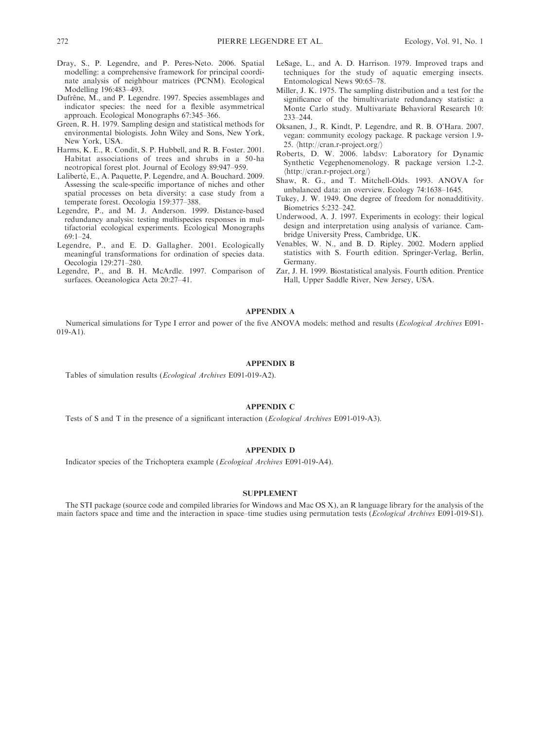Dray, S., P. Legendre, and P. Peres-Neto. 2006. Spatial modelling: a comprehensive framework for principal coordinate analysis of neighbour matrices (PCNM). Ecological Modelling 196:483–493.

Dufrêne, M., and P. Legendre. 1997. Species assemblages and indicator species: the need for a flexible asymmetrical approach. Ecological Monographs 67:345–366.

Green, R. H. 1979. Sampling design and statistical methods for environmental biologists. John Wiley and Sons, New York, New York, USA.

Harms, K. E., R. Condit, S. P. Hubbell, and R. B. Foster. 2001. Habitat associations of trees and shrubs in a 50-ha neotropical forest plot. Journal of Ecology 89:947–959.

Laliberté, E., A. Paquette, P. Legendre, and A. Bouchard. 2009. Assessing the scale-specific importance of niches and other spatial processes on beta diversity: a case study from a temperate forest. Oecologia 159:377–388.

Legendre, P., and M. J. Anderson. 1999. Distance-based redundancy analysis: testing multispecies responses in multifactorial ecological experiments. Ecological Monographs 69:1–24.

Legendre, P., and E. D. Gallagher. 2001. Ecologically meaningful transformations for ordination of species data. Oecologia 129:271–280.

Legendre, P., and B. H. McArdle. 1997. Comparison of surfaces. Oceanologica Acta 20:27–41.

LeSage, L., and A. D. Harrison. 1979. Improved traps and techniques for the study of aquatic emerging insects. Entomological News 90:65–78.

Miller, J. K. 1975. The sampling distribution and a test for the significance of the bimultivariate redundancy statistic: a Monte Carlo study. Multivariate Behavioral Research 10: 233–244.

Oksanen, J., R. Kindt, P. Legendre, and R. B. O'Hara. 2007. vegan: community ecology package. R package version 1.9-25. ⟨http://cran.r-project.org/⟩

Roberts, D. W. 2006. labdsv: Laboratory for Dynamic Synthetic Vegephenomenology. R package version 1.2-2. ⟨http://cran.r-project.org/⟩

Shaw, R. G., and T. Mitchell-Olds. 1993. ANOVA for unbalanced data: an overview. Ecology 74:1638–1645.

Tukey, J. W. 1949. One degree of freedom for nonadditivity. Biometrics 5:232–242.

Underwood, A. J. 1997. Experiments in ecology: their logical design and interpretation using analysis of variance. Cambridge University Press, Cambridge, UK.

Venables, W. N., and B. D. Ripley. 2002. Modern applied statistics with S. Fourth edition. Springer-Verlag, Berlin, Germany.

Zar, J. H. 1999. Biostatistical analysis. Fourth edition. Prentice Hall, Upper Saddle River, New Jersey, USA.

## APPENDIX A

Numerical simulations for Type I error and power of the five ANOVA models: method and results (*Ecological Archives* E091-019-A1).

## APPENDIX B

Tables of simulation results (*Ecological Archives* E091-019-A2).

## APPENDIX C

Tests of S and T in the presence of a significant interaction (*Ecological Archives* E091-019-A3).

## APPENDIX D

Indicator species of the Trichoptera example (*Ecological Archives* E091-019-A4).

## SUPPLEMENT

The STI package (source code and compiled libraries for Windows and Mac OS X), an R language library for the analysis of the main factors space and time and the interaction in space–time studies using permutation tests (*Ecological Archives* E091-019-S1).